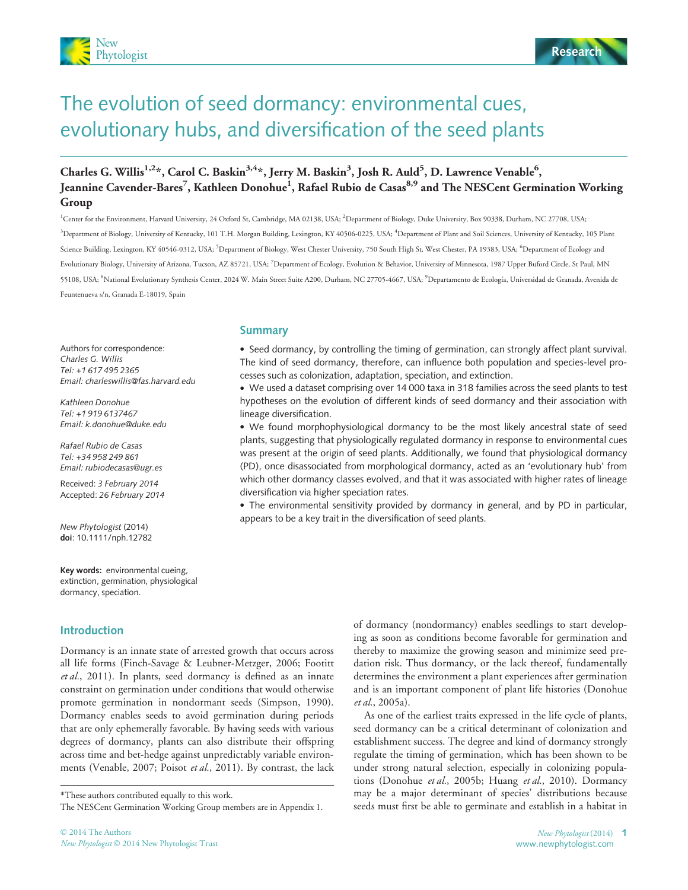# The evolution of seed dormancy: environmental cues, evolutionary hubs, and diversification of the seed plants

**Charles G. Willis[1,2]*, Carol C. Baskin[3,4]*, Jerry M. Baskin[3], Josh R. Auld[5], D. Lawrence Venable[6], Jeannine Cavender-Bares[7], Kathleen Donohue[1], Rafael Rubio de Casas[8,9] and The NESCent Germination Working Group**

[1]Center for the Environment, Harvard University, 24 Oxford St, Cambridge, MA 02138, USA; [2]Department of Biology, Duke University, Box 90338, Durham, NC 27708, USA; [3]Department of Biology, University of Kentucky, 101 T.H. Morgan Building, Lexington, KY 40506-0225, USA; [4]Department of Plant and Soil Sciences, University of Kentucky, 105 Plant Science Building, Lexington, KY 40546-0312, USA; [5]Department of Biology, West Chester University, 750 South High St, West Chester, PA 19383, USA; [6]Department of Ecology and Evolutionary Biology, University of Arizona, Tucson, AZ 85721, USA; [7]Department of Ecology, Evolution & Behavior, University of Minnesota, 1987 Upper Buford Circle, St Paul, MN 55108, USA; [8]National Evolutionary Synthesis Center, 2024 W. Main Street Suite A200, Durham, NC 27705-4667, USA; [9]Departamento de Ecología, Universidad de Granada, Avenida de Feuntenueva s/n, Granada E-18019, Spain

Authors for correspondence:
*Charles G. Willis*
*Tel: +1 617 495 2365*
*Email: charleswillis@fas.harvard.edu*

*Kathleen Donohue*
*Tel: +1 919 6137467*
*Email: k.donohue@duke.edu*

*Rafael Rubio de Casas*
*Tel: +34 958 249 861*
*Email: rubiodecasas@ugr.es*

Received: *3 February 2014*
Accepted: *26 February 2014*

*New Phytologist* (2014)
**doi**: 10.1111/nph.12782

**Key words:** environmental cueing, extinction, germination, physiological dormancy, speciation.

## Summary

- Seed dormancy, by controlling the timing of germination, can strongly affect plant survival. The kind of seed dormancy, therefore, can influence both population and species-level processes such as colonization, adaptation, speciation, and extinction.
- We used a dataset comprising over 14 000 taxa in 318 families across the seed plants to test hypotheses on the evolution of different kinds of seed dormancy and their association with lineage diversification.
- We found morphophysiological dormancy to be the most likely ancestral state of seed plants, suggesting that physiologically regulated dormancy in response to environmental cues was present at the origin of seed plants. Additionally, we found that physiological dormancy (PD), once disassociated from morphological dormancy, acted as an 'evolutionary hub' from which other dormancy classes evolved, and that it was associated with higher rates of lineage diversification via higher speciation rates.
- The environmental sensitivity provided by dormancy in general, and by PD in particular, appears to be a key trait in the diversification of seed plants.

## Introduction

Dormancy is an innate state of arrested growth that occurs across all life forms (Finch-Savage & Leubner-Metzger, 2006; Footitt *et al.*, 2011). In plants, seed dormancy is defined as an innate constraint on germination under conditions that would otherwise promote germination in nondormant seeds (Simpson, 1990). Dormancy enables seeds to avoid germination during periods that are only ephemerally favorable. By having seeds with various degrees of dormancy, plants can also distribute their offspring across time and bet-hedge against unpredictably variable environments (Venable, 2007; Poisot *et al.*, 2011). By contrast, the lack of dormancy (nondormancy) enables seedlings to start developing as soon as conditions become favorable for germination and thereby to maximize the growing season and minimize seed predation risk. Thus dormancy, or the lack thereof, fundamentally determines the environment a plant experiences after germination and is an important component of plant life histories (Donohue *et al.*, 2005a).

As one of the earliest traits expressed in the life cycle of plants, seed dormancy can be a critical determinant of colonization and establishment success. The degree and kind of dormancy strongly regulate the timing of germination, which has been shown to be under strong natural selection, especially in colonizing populations (Donohue *et al.*, 2005b; Huang *et al.*, 2010). Dormancy may be a major determinant of species' distributions because seeds must first be able to germinate and establish in a habitat in

*These authors contributed equally to this work.
The NESCent Germination Working Group members are in Appendix 1.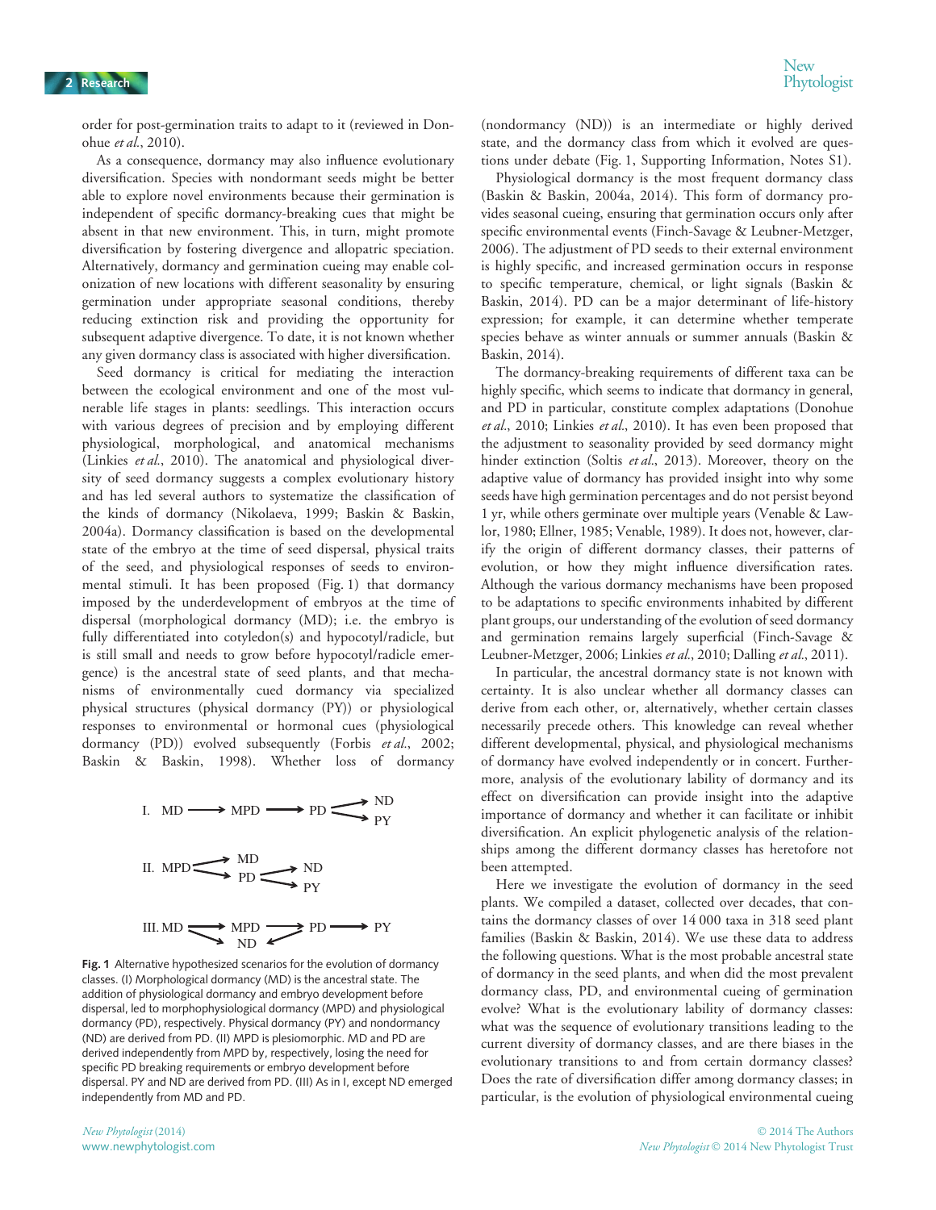order for post-germination traits to adapt to it (reviewed in Donohue *et al.*, 2010).

As a consequence, dormancy may also influence evolutionary diversification. Species with nondormant seeds might be better able to explore novel environments because their germination is independent of specific dormancy-breaking cues that might be absent in that new environment. This, in turn, might promote diversification by fostering divergence and allopatric speciation. Alternatively, dormancy and germination cueing may enable colonization of new locations with different seasonality by ensuring germination under appropriate seasonal conditions, thereby reducing extinction risk and providing the opportunity for subsequent adaptive divergence. To date, it is not known whether any given dormancy class is associated with higher diversification.

Seed dormancy is critical for mediating the interaction between the ecological environment and one of the most vulnerable life stages in plants: seedlings. This interaction occurs with various degrees of precision and by employing different physiological, morphological, and anatomical mechanisms (Linkies *et al.*, 2010). The anatomical and physiological diversity of seed dormancy suggests a complex evolutionary history and has led several authors to systematize the classification of the kinds of dormancy (Nikolaeva, 1999; Baskin & Baskin, 2004a). Dormancy classification is based on the developmental state of the embryo at the time of seed dispersal, physical traits of the seed, and physiological responses of seeds to environmental stimuli. It has been proposed (Fig. 1) that dormancy imposed by the underdevelopment of embryos at the time of dispersal (morphological dormancy (MD); i.e. the embryo is fully differentiated into cotyledon(s) and hypocotyl/radicle, but is still small and needs to grow before hypocotyl/radicle emergence) is the ancestral state of seed plants, and that mechanisms of environmentally cued dormancy via specialized physical structures (physical dormancy (PY)) or physiological responses to environmental or hormonal cues (physiological dormancy (PD)) evolved subsequently (Forbis *et al.*, 2002; Baskin & Baskin, 1998). Whether loss of dormancy (nondormancy (ND)) is an intermediate or highly derived state, and the dormancy class from which it evolved are questions under debate (Fig. 1, Supporting Information, Notes S1).

I. MD → MPD → PD → ND / PY

II. MPD → MD / PD; PD → ND / PY

III. MD → MPD / ND; MPD → PD; PD → ND; PD → PY

**Fig. 1** Alternative hypothesized scenarios for the evolution of dormancy classes. (I) Morphological dormancy (MD) is the ancestral state. The addition of physiological dormancy and embryo development before dispersal, led to morphophysiological dormancy (MPD) and physiological dormancy (PD), respectively. Physical dormancy (PY) and nondormancy (ND) are derived from PD. (II) MPD is plesiomorphic. MD and PD are derived independently from MPD by, respectively, losing the need for specific PD breaking requirements or embryo development before dispersal. PY and ND are derived from PD. (III) As in I, except ND emerged independently from MD and PD.

Physiological dormancy is the most frequent dormancy class (Baskin & Baskin, 2004a, 2014). This form of dormancy provides seasonal cueing, ensuring that germination occurs only after specific environmental events (Finch-Savage & Leubner-Metzger, 2006). The adjustment of PD seeds to their external environment is highly specific, and increased germination occurs in response to specific temperature, chemical, or light signals (Baskin & Baskin, 2014). PD can be a major determinant of life-history expression; for example, it can determine whether temperate species behave as winter annuals or summer annuals (Baskin & Baskin, 2014).

The dormancy-breaking requirements of different taxa can be highly specific, which seems to indicate that dormancy in general, and PD in particular, constitute complex adaptations (Donohue *et al.*, 2010; Linkies *et al.*, 2010). It has even been proposed that the adjustment to seasonality provided by seed dormancy might hinder extinction (Soltis *et al.*, 2013). Moreover, theory on the adaptive value of dormancy has provided insight into why some seeds have high germination percentages and do not persist beyond 1 yr, while others germinate over multiple years (Venable & Lawlor, 1980; Ellner, 1985; Venable, 1989). It does not, however, clarify the origin of different dormancy classes, their patterns of evolution, or how they might influence diversification rates. Although the various dormancy mechanisms have been proposed to be adaptations to specific environments inhabited by different plant groups, our understanding of the evolution of seed dormancy and germination remains largely superficial (Finch-Savage & Leubner-Metzger, 2006; Linkies *et al.*, 2010; Dalling *et al.*, 2011).

In particular, the ancestral dormancy state is not known with certainty. It is also unclear whether all dormancy classes can derive from each other, or, alternatively, whether certain classes necessarily precede others. This knowledge can reveal whether different developmental, physical, and physiological mechanisms of dormancy have evolved independently or in concert. Furthermore, analysis of the evolutionary lability of dormancy and its effect on diversification can provide insight into the adaptive importance of dormancy and whether it can facilitate or inhibit diversification. An explicit phylogenetic analysis of the relationships among the different dormancy classes has heretofore not been attempted.

Here we investigate the evolution of dormancy in the seed plants. We compiled a dataset, collected over decades, that contains the dormancy classes of over 14 000 taxa in 318 seed plant families (Baskin & Baskin, 2014). We use these data to address the following questions. What is the most probable ancestral state of dormancy in the seed plants, and when did the most prevalent dormancy class, PD, and environmental cueing of germination evolve? What is the evolutionary lability of dormancy classes: what was the sequence of evolutionary transitions leading to the current diversity of dormancy classes, and are there biases in the evolutionary transitions to and from certain dormancy classes? Does the rate of diversification differ among dormancy classes; in particular, is the evolution of physiological environmental cueing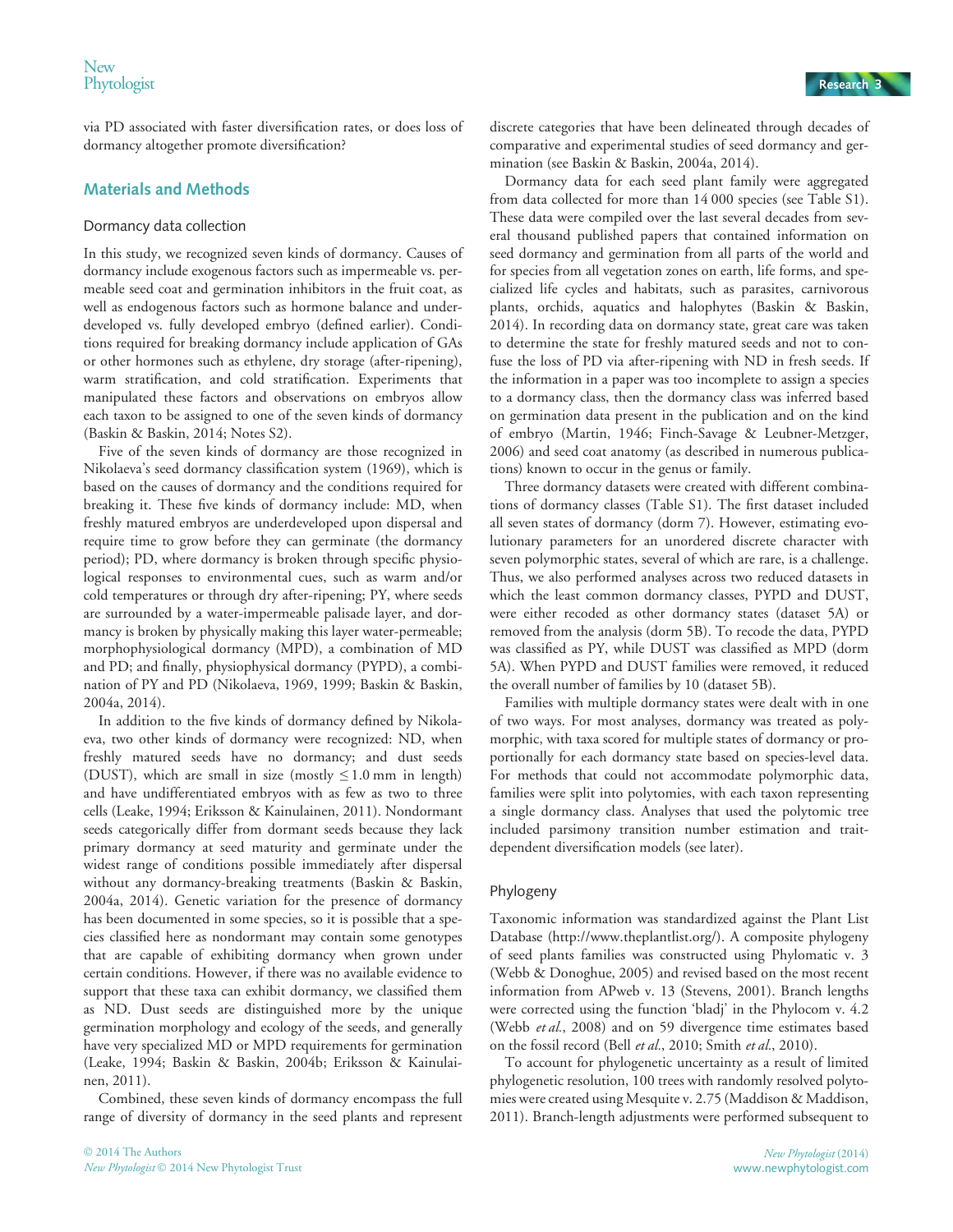via PD associated with faster diversification rates, or does loss of dormancy altogether promote diversification?

## Materials and Methods

### Dormancy data collection

In this study, we recognized seven kinds of dormancy. Causes of dormancy include exogenous factors such as impermeable vs. permeable seed coat and germination inhibitors in the fruit coat, as well as endogenous factors such as hormone balance and underdeveloped vs. fully developed embryo (defined earlier). Conditions required for breaking dormancy include application of GAs or other hormones such as ethylene, dry storage (after-ripening), warm stratification, and cold stratification. Experiments that manipulated these factors and observations on embryos allow each taxon to be assigned to one of the seven kinds of dormancy (Baskin & Baskin, 2014; Notes S2).

Five of the seven kinds of dormancy are those recognized in Nikolaeva's seed dormancy classification system (1969), which is based on the causes of dormancy and the conditions required for breaking it. These five kinds of dormancy include: MD, when freshly matured embryos are underdeveloped upon dispersal and require time to grow before they can germinate (the dormancy period); PD, where dormancy is broken through specific physiological responses to environmental cues, such as warm and/or cold temperatures or through dry after-ripening; PY, where seeds are surrounded by a water-impermeable palisade layer, and dormancy is broken by physically making this layer water-permeable; morphophysiological dormancy (MPD), a combination of MD and PD; and finally, physiophysical dormancy (PYPD), a combination of PY and PD (Nikolaeva, 1969, 1999; Baskin & Baskin, 2004a, 2014).

In addition to the five kinds of dormancy defined by Nikolaeva, two other kinds of dormancy were recognized: ND, when freshly matured seeds have no dormancy; and dust seeds (DUST), which are small in size (mostly $\leq 1.0$ mm in length) and have undifferentiated embryos with as few as two to three cells (Leake, 1994; Eriksson & Kainulainen, 2011). Nondormant seeds categorically differ from dormant seeds because they lack primary dormancy at seed maturity and germinate under the widest range of conditions possible immediately after dispersal without any dormancy-breaking treatments (Baskin & Baskin, 2004a, 2014). Genetic variation for the presence of dormancy has been documented in some species, so it is possible that a species classified here as nondormant may contain some genotypes that are capable of exhibiting dormancy when grown under certain conditions. However, if there was no available evidence to support that these taxa can exhibit dormancy, we classified them as ND. Dust seeds are distinguished more by the unique germination morphology and ecology of the seeds, and generally have very specialized MD or MPD requirements for germination (Leake, 1994; Baskin & Baskin, 2004b; Eriksson & Kainulainen, 2011).

Combined, these seven kinds of dormancy encompass the full range of diversity of dormancy in the seed plants and represent discrete categories that have been delineated through decades of comparative and experimental studies of seed dormancy and germination (see Baskin & Baskin, 2004a, 2014).

Dormancy data for each seed plant family were aggregated from data collected for more than 14 000 species (see Table S1). These data were compiled over the last several decades from several thousand published papers that contained information on seed dormancy and germination from all parts of the world and for species from all vegetation zones on earth, life forms, and specialized life cycles and habitats, such as parasites, carnivorous plants, orchids, aquatics and halophytes (Baskin & Baskin, 2014). In recording data on dormancy state, great care was taken to determine the state for freshly matured seeds and not to confuse the loss of PD via after-ripening with ND in fresh seeds. If the information in a paper was too incomplete to assign a species to a dormancy class, then the dormancy class was inferred based on germination data present in the publication and on the kind of embryo (Martin, 1946; Finch-Savage & Leubner-Metzger, 2006) and seed coat anatomy (as described in numerous publications) known to occur in the genus or family.

Three dormancy datasets were created with different combinations of dormancy classes (Table S1). The first dataset included all seven states of dormancy (dorm 7). However, estimating evolutionary parameters for an unordered discrete character with seven polymorphic states, several of which are rare, is a challenge. Thus, we also performed analyses across two reduced datasets in which the least common dormancy classes, PYPD and DUST, were either recoded as other dormancy states (dataset 5A) or removed from the analysis (dorm 5B). To recode the data, PYPD was classified as PY, while DUST was classified as MPD (dorm 5A). When PYPD and DUST families were removed, it reduced the overall number of families by 10 (dataset 5B).

Families with multiple dormancy states were dealt with in one of two ways. For most analyses, dormancy was treated as polymorphic, with taxa scored for multiple states of dormancy or proportionally for each dormancy state based on species-level data. For methods that could not accommodate polymorphic data, families were split into polytomies, with each taxon representing a single dormancy class. Analyses that used the polytomic tree included parsimony transition number estimation and trait-dependent diversification models (see later).

### Phylogeny

Taxonomic information was standardized against the Plant List Database (http://www.theplantlist.org/). A composite phylogeny of seed plants families was constructed using Phylomatic v. 3 (Webb & Donoghue, 2005) and revised based on the most recent information from APweb v. 13 (Stevens, 2001). Branch lengths were corrected using the function 'bladj' in the Phylocom v. 4.2 (Webb *et al.*, 2008) and on 59 divergence time estimates based on the fossil record (Bell *et al.*, 2010; Smith *et al.*, 2010).

To account for phylogenetic uncertainty as a result of limited phylogenetic resolution, 100 trees with randomly resolved polytomies were created using Mesquite v. 2.75 (Maddison & Maddison, 2011). Branch-length adjustments were performed subsequent to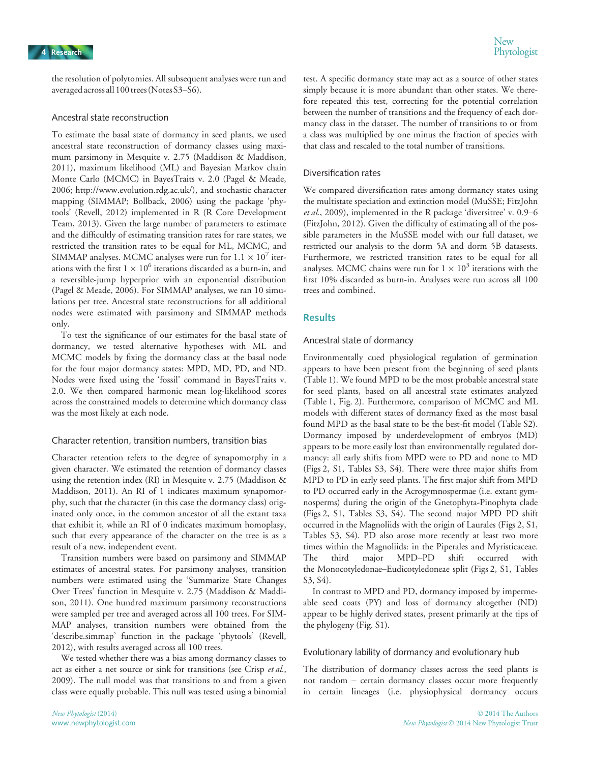the resolution of polytomies. All subsequent analyses were run and averaged across all 100 trees (Notes S3–S6).

### Ancestral state reconstruction

To estimate the basal state of dormancy in seed plants, we used ancestral state reconstruction of dormancy classes using maximum parsimony in Mesquite v. 2.75 (Maddison & Maddison, 2011), maximum likelihood (ML) and Bayesian Markov chain Monte Carlo (MCMC) in BayesTraits v. 2.0 (Pagel & Meade, 2006; http://www.evolution.rdg.ac.uk/), and stochastic character mapping (SIMMAP; Bollback, 2006) using the package 'phytools' (Revell, 2012) implemented in R (R Core Development Team, 2013). Given the large number of parameters to estimate and the difficultly of estimating transition rates for rare states, we restricted the transition rates to be equal for ML, MCMC, and SIMMAP analyses. MCMC analyses were run for $1.1 \times 10^7$ iterations with the first $1 \times 10^6$ iterations discarded as a burn-in, and a reversible-jump hyperprior with an exponential distribution (Pagel & Meade, 2006). For SIMMAP analyses, we ran 10 simulations per tree. Ancestral state reconstructions for all additional nodes were estimated with parsimony and SIMMAP methods only.

To test the significance of our estimates for the basal state of dormancy, we tested alternative hypotheses with ML and MCMC models by fixing the dormancy class at the basal node for the four major dormancy states: MPD, MD, PD, and ND. Nodes were fixed using the 'fossil' command in BayesTraits v. 2.0. We then compared harmonic mean log-likelihood scores across the constrained models to determine which dormancy class was the most likely at each node.

### Character retention, transition numbers, transition bias

Character retention refers to the degree of synapomorphy in a given character. We estimated the retention of dormancy classes using the retention index (RI) in Mesquite v. 2.75 (Maddison & Maddison, 2011). An RI of 1 indicates maximum synapomorphy, such that the character (in this case the dormancy class) originated only once, in the common ancestor of all the extant taxa that exhibit it, while an RI of 0 indicates maximum homoplasy, such that every appearance of the character on the tree is as a result of a new, independent event.

Transition numbers were based on parsimony and SIMMAP estimates of ancestral states. For parsimony analyses, transition numbers were estimated using the 'Summarize State Changes Over Trees' function in Mesquite v. 2.75 (Maddison & Maddison, 2011). One hundred maximum parsimony reconstructions were sampled per tree and averaged across all 100 trees. For SIMMAP analyses, transition numbers were obtained from the 'describe.simmap' function in the package 'phytools' (Revell, 2012), with results averaged across all 100 trees.

We tested whether there was a bias among dormancy classes to act as either a net source or sink for transitions (see Crisp *et al.*, 2009). The null model was that transitions to and from a given class were equally probable. This null was tested using a binomial test. A specific dormancy state may act as a source of other states simply because it is more abundant than other states. We therefore repeated this test, correcting for the potential correlation between the number of transitions and the frequency of each dormancy class in the dataset. The number of transitions to or from a class was multiplied by one minus the fraction of species with that class and rescaled to the total number of transitions.

### Diversification rates

We compared diversification rates among dormancy states using the multistate speciation and extinction model (MuSSE; FitzJohn *et al.*, 2009), implemented in the R package 'diversitree' v. 0.9–6 (FitzJohn, 2012). Given the difficulty of estimating all of the possible parameters in the MuSSE model with our full dataset, we restricted our analysis to the dorm 5A and dorm 5B datasests. Furthermore, we restricted transition rates to be equal for all analyses. MCMC chains were run for $1 \times 10^3$ iterations with the first 10% discarded as burn-in. Analyses were run across all 100 trees and combined.

## Results

### Ancestral state of dormancy

Environmentally cued physiological regulation of germination appears to have been present from the beginning of seed plants (Table 1). We found MPD to be the most probable ancestral state for seed plants, based on all ancestral state estimates analyzed (Table 1, Fig. 2). Furthermore, comparison of MCMC and ML models with different states of dormancy fixed as the most basal found MPD as the basal state to be the best-fit model (Table S2). Dormancy imposed by underdevelopment of embryos (MD) appears to be more easily lost than environmentally regulated dormancy: all early shifts from MPD were to PD and none to MD (Figs 2, S1, Tables S3, S4). There were three major shifts from MPD to PD in early seed plants. The first major shift from MPD to PD occurred early in the Acrogymnospermae (i.e. extant gymnosperms) during the origin of the Gnetophyta-Pinophyta clade (Figs 2, S1, Tables S3, S4). The second major MPD–PD shift occurred in the Magnoliids with the origin of Laurales (Figs 2, S1, Tables S3, S4). PD also arose more recently at least two more times within the Magnoliids: in the Piperales and Myristicaceae. The third major MPD–PD shift occurred with the Monocotyledonae–Eudicotyledoneae split (Figs 2, S1, Tables S3, S4).

In contrast to MPD and PD, dormancy imposed by impermeable seed coats (PY) and loss of dormancy altogether (ND) appear to be highly derived states, present primarily at the tips of the phylogeny (Fig. S1).

### Evolutionary lability of dormancy and evolutionary hub

The distribution of dormancy classes across the seed plants is not random – certain dormancy classes occur more frequently in certain lineages (i.e. physiophysical dormancy occurs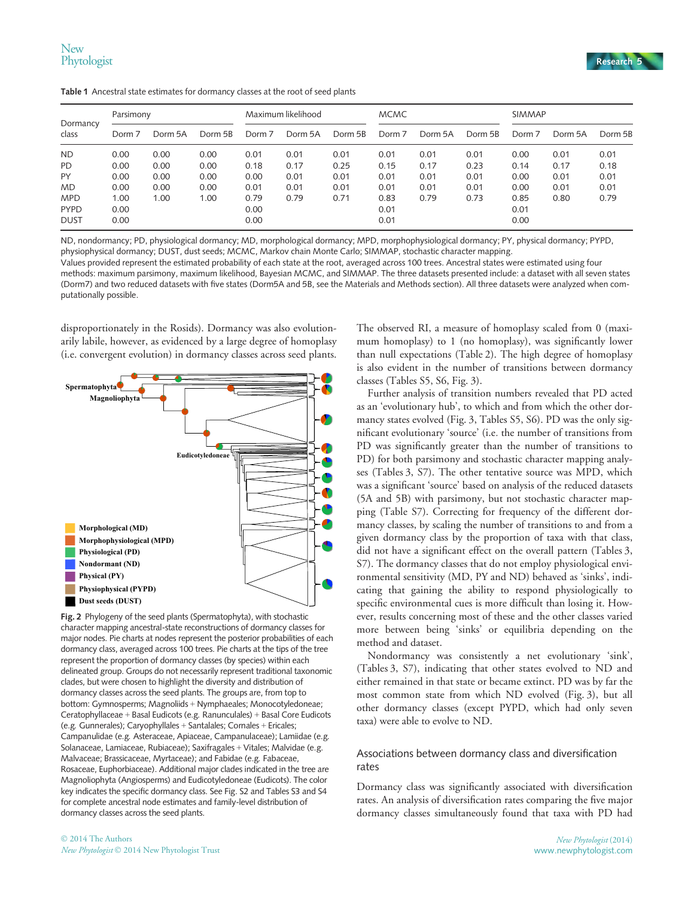Table 1 Ancestral state estimates for dormancy classes at the root of seed plants

| Dormancy class | Parsimony | | | Maximum likelihood | | | MCMC | | | SIMMAP | | |
|---|---|---|---|---|---|---|---|---|---|---|---|---|
| | Dorm 7 | Dorm 5A | Dorm 5B | Dorm 7 | Dorm 5A | Dorm 5B | Dorm 7 | Dorm 5A | Dorm 5B | Dorm 7 | Dorm 5A | Dorm 5B |
| ND | 0.00 | 0.00 | 0.00 | 0.01 | 0.01 | 0.01 | 0.01 | 0.01 | 0.01 | 0.00 | 0.01 | 0.01 |
| PD | 0.00 | 0.00 | 0.00 | 0.18 | 0.17 | 0.25 | 0.15 | 0.17 | 0.23 | 0.14 | 0.17 | 0.18 |
| PY | 0.00 | 0.00 | 0.00 | 0.00 | 0.01 | 0.01 | 0.01 | 0.01 | 0.01 | 0.00 | 0.01 | 0.01 |
| MD | 0.00 | 0.00 | 0.00 | 0.01 | 0.01 | 0.01 | 0.01 | 0.01 | 0.01 | 0.00 | 0.01 | 0.01 |
| MPD | 1.00 | 1.00 | 1.00 | 0.79 | 0.79 | 0.71 | 0.83 | 0.79 | 0.73 | 0.85 | 0.80 | 0.79 |
| PYPD | 0.00 | | | 0.00 | | | 0.01 | | | 0.01 | | |
| DUST | 0.00 | | | 0.00 | | | 0.01 | | | 0.00 | | |

ND, nondormancy; PD, physiological dormancy; MD, morphological dormancy; MPD, morphophysiological dormancy; PY, physical dormancy; PYPD, physiophysical dormancy; DUST, dust seeds; MCMC, Markov chain Monte Carlo; SIMMAP, stochastic character mapping.
Values provided represent the estimated probability of each state at the root, averaged across 100 trees. Ancestral states were estimated using four methods: maximum parsimony, maximum likelihood, Bayesian MCMC, and SIMMAP. The three datasets presented include: a dataset with all seven states (Dorm7) and two reduced datasets with five states (Dorm5A and 5B, see the Materials and Methods section). All three datasets were analyzed when computationally possible.

disproportionately in the Rosids). Dormancy was also evolutionarily labile, however, as evidenced by a large degree of homoplasy (i.e. convergent evolution) in dormancy classes across seed plants.

Fig. 2 Phylogeny of the seed plants (Spermatophyta), with stochastic character mapping ancestral-state reconstructions of dormancy classes for major nodes. Pie charts at nodes represent the posterior probabilities of each dormancy class, averaged across 100 trees. Pie charts at the tips of the tree represent the proportion of dormancy classes (by species) within each delineated group. Groups do not necessarily represent traditional taxonomic clades, but were chosen to highlight the diversity and distribution of dormancy classes across the seed plants. The groups are, from top to bottom: Gymnosperms; Magnoliids + Nymphaeales; Monocotyledoneae; Ceratophyllaceae + Basal Eudicots (e.g. Ranunculales) + Basal Core Eudicots (e.g. Gunnerales); Caryophyllales + Santalales; Cornales + Ericales; Campanulidae (e.g. Asteraceae, Apiaceae, Campanulaceae); Lamiidae (e.g. Solanaceae, Lamiaceae, Rubiaceae); Saxifragales + Vitales; Malvidae (e.g. Malvaceae; Brassicaceae, Myrtaceae); and Fabidae (e.g. Fabaceae, Rosaceae, Euphorbiaceae). Additional major clades indicated in the tree are Magnoliophyta (Angiosperms) and Eudicotyledoneae (Eudicots). The color key indicates the specific dormancy class. See Fig. S2 and Tables S3 and S4 for complete ancestral node estimates and family-level distribution of dormancy classes across the seed plants.

The observed RI, a measure of homoplasy scaled from 0 (maximum homoplasy) to 1 (no homoplasy), was significantly lower than null expectations (Table 2). The high degree of homoplasy is also evident in the number of transitions between dormancy classes (Tables S5, S6, Fig. 3).

Further analysis of transition numbers revealed that PD acted as an 'evolutionary hub', to which and from which the other dormancy states evolved (Fig. 3, Tables S5, S6). PD was the only significant evolutionary 'source' (i.e. the number of transitions from PD was significantly greater than the number of transitions to PD) for both parsimony and stochastic character mapping analyses (Tables 3, S7). The other tentative source was MPD, which was a significant 'source' based on analysis of the reduced datasets (5A and 5B) with parsimony, but not stochastic character mapping (Table S7). Correcting for frequency of the different dormancy classes, by scaling the number of transitions to and from a given dormancy class by the proportion of taxa with that class, did not have a significant effect on the overall pattern (Tables 3, S7). The dormancy classes that do not employ physiological environmental sensitivity (MD, PY and ND) behaved as 'sinks', indicating that gaining the ability to respond physiologically to specific environmental cues is more difficult than losing it. However, results concerning most of these and the other classes varied more between being 'sinks' or equilibria depending on the method and dataset.

Nondormancy was consistently a net evolutionary 'sink', (Tables 3, S7), indicating that other states evolved to ND and either remained in that state or became extinct. PD was by far the most common state from which ND evolved (Fig. 3), but all other dormancy classes (except PYPD, which had only seven taxa) were able to evolve to ND.

## Associations between dormancy class and diversification rates

Dormancy class was significantly associated with diversification rates. An analysis of diversification rates comparing the five major dormancy classes simultaneously found that taxa with PD had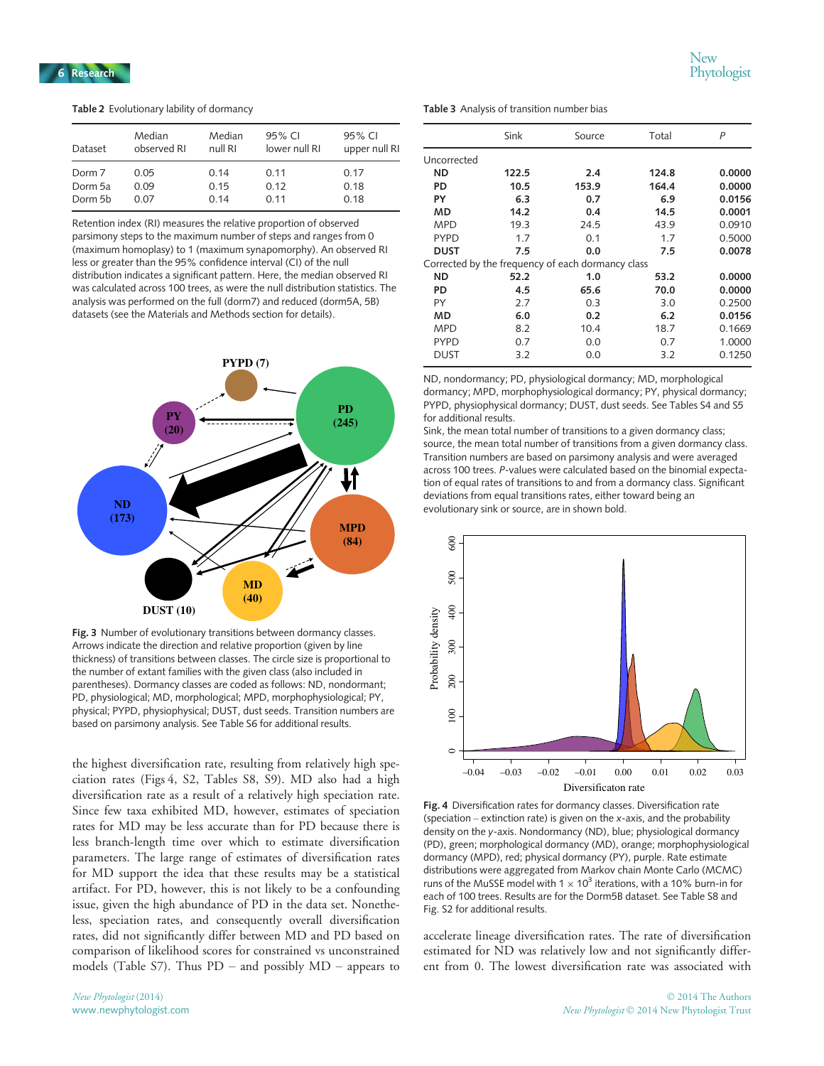**Table 2** Evolutionary lability of dormancy

| Dataset | Median observed RI | Median null RI | 95% CI lower null RI | 95% CI upper null RI |
|---|---|---|---|---|
| Dorm 7 | 0.05 | 0.14 | 0.11 | 0.17 |
| Dorm 5a | 0.09 | 0.15 | 0.12 | 0.18 |
| Dorm 5b | 0.07 | 0.14 | 0.11 | 0.18 |

Retention index (RI) measures the relative proportion of observed parsimony steps to the maximum number of steps and ranges from 0 (maximum homoplasy) to 1 (maximum synapomorphy). An observed RI less or greater than the 95% confidence interval (CI) of the null distribution indicates a significant pattern. Here, the median observed RI was calculated across 100 trees, as were the null distribution statistics. The analysis was performed on the full (dorm7) and reduced (dorm5A, 5B) datasets (see the Materials and Methods section for details).

**Fig. 3** Number of evolutionary transitions between dormancy classes. Arrows indicate the direction and relative proportion (given by line thickness) of transitions between classes. The circle size is proportional to the number of extant families with the given class (also included in parentheses). Dormancy classes are coded as follows: ND, nondormant; PD, physiological; MD, morphological; MPD, morphophysiological; PY, physical; PYPD, physiophysical; DUST, dust seeds. Transition numbers are based on parsimony analysis. See Table S6 for additional results.

the highest diversification rate, resulting from relatively high speciation rates (Figs 4, S2, Tables S8, S9). MD also had a high diversification rate as a result of a relatively high speciation rate. Since few taxa exhibited MD, however, estimates of speciation rates for MD may be less accurate than for PD because there is less branch-length time over which to estimate diversification parameters. The large range of estimates of diversification rates for MD support the idea that these results may be a statistical artifact. For PD, however, this is not likely to be a confounding issue, given the high abundance of PD in the data set. Nonetheless, speciation rates, and consequently overall diversification rates, did not significantly differ between MD and PD based on comparison of likelihood scores for constrained vs unconstrained models (Table S7). Thus PD – and possibly MD – appears to accelerate lineage diversification rates. The rate of diversification estimated for ND was relatively low and not significantly different from 0. The lowest diversification rate was associated with

**Table 3** Analysis of transition number bias

| | Sink | Source | Total | *P* |
|---|---|---|---|---|
| Uncorrected | | | | |
| **ND** | **122.5** | **2.4** | **124.8** | **0.0000** |
| **PD** | **10.5** | **153.9** | **164.4** | **0.0000** |
| **PY** | **6.3** | **0.7** | **6.9** | **0.0156** |
| **MD** | **14.2** | **0.4** | **14.5** | **0.0001** |
| MPD | 19.3 | 24.5 | 43.9 | 0.0910 |
| PYPD | 1.7 | 0.1 | 1.7 | 0.5000 |
| **DUST** | **7.5** | **0.0** | **7.5** | **0.0078** |
| Corrected by the frequency of each dormancy class | | | | |
| **ND** | **52.2** | **1.0** | **53.2** | **0.0000** |
| **PD** | **4.5** | **65.6** | **70.0** | **0.0000** |
| PY | 2.7 | 0.3 | 3.0 | 0.2500 |
| **MD** | **6.0** | **0.2** | **6.2** | **0.0156** |
| MPD | 8.2 | 10.4 | 18.7 | 0.1669 |
| PYPD | 0.7 | 0.0 | 0.7 | 1.0000 |
| DUST | 3.2 | 0.0 | 3.2 | 0.1250 |

ND, nondormancy; PD, physiological dormancy; MD, morphological dormancy; MPD, morphophysiological dormancy; PY, physical dormancy; PYPD, physiophysical dormancy; DUST, dust seeds. See Tables S4 and S5 for additional results.
Sink, the mean total number of transitions to a given dormancy class; source, the mean total number of transitions from a given dormancy class. Transition numbers are based on parsimony analysis and were averaged across 100 trees. *P*-values were calculated based on the binomial expectation of equal rates of transitions to and from a dormancy class. Significant deviations from equal transitions rates, either toward being an evolutionary sink or source, are in shown bold.

**Fig. 4** Diversification rates for dormancy classes. Diversification rate (speciation – extinction rate) is given on the *x*-axis, and the probability density on the *y*-axis. Nondormancy (ND), blue; physiological dormancy (PD), green; morphological dormancy (MD), orange; morphophysiological dormancy (MPD), red; physical dormancy (PY), purple. Rate estimate distributions were aggregated from Markov chain Monte Carlo (MCMC) runs of the MuSSE model with $1 \times 10^3$ iterations, with a 10% burn-in for each of 100 trees. Results are for the Dorm5B dataset. See Table S8 and Fig. S2 for additional results.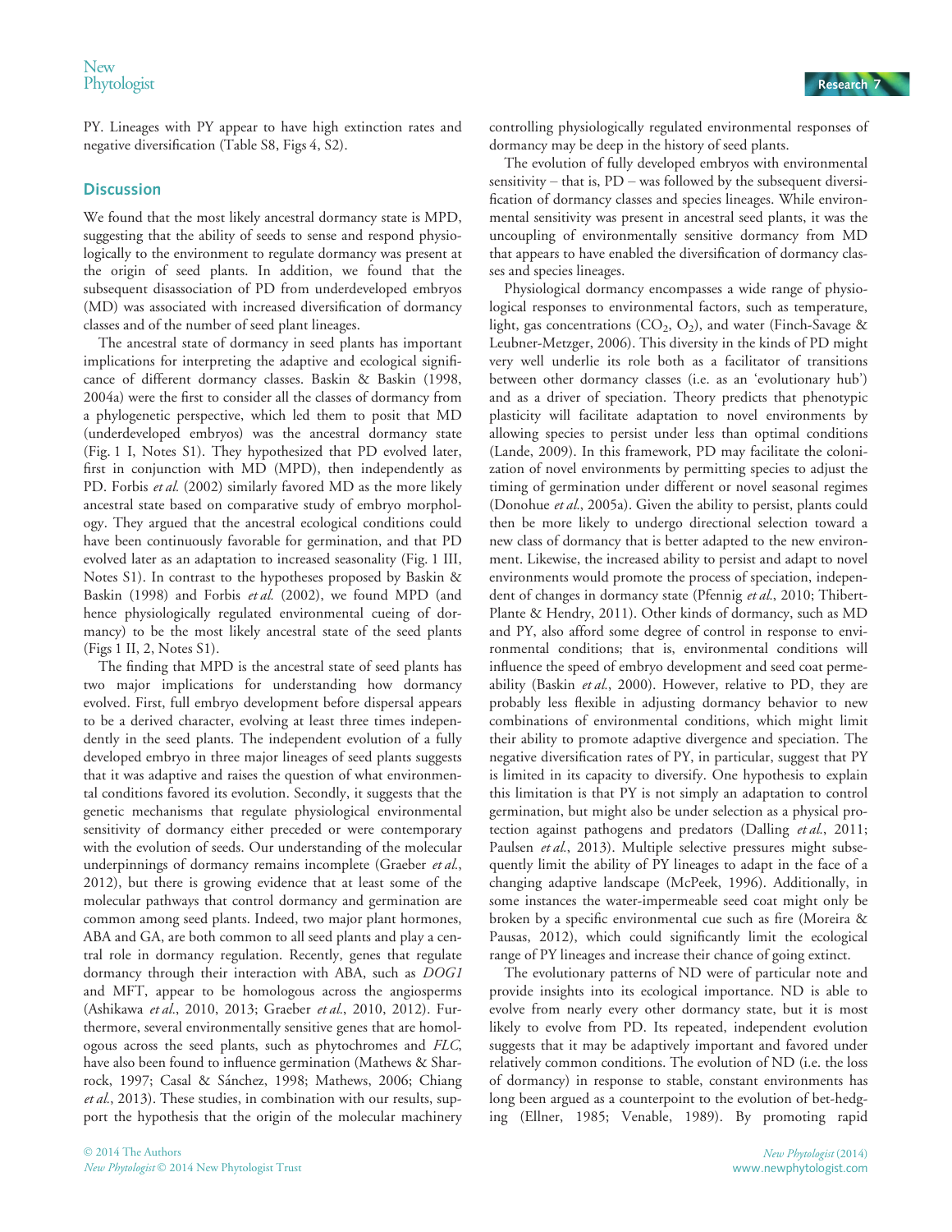PY. Lineages with PY appear to have high extinction rates and negative diversification (Table S8, Figs 4, S2).

## Discussion

We found that the most likely ancestral dormancy state is MPD, suggesting that the ability of seeds to sense and respond physiologically to the environment to regulate dormancy was present at the origin of seed plants. In addition, we found that the subsequent disassociation of PD from underdeveloped embryos (MD) was associated with increased diversification of dormancy classes and of the number of seed plant lineages.

The ancestral state of dormancy in seed plants has important implications for interpreting the adaptive and ecological significance of different dormancy classes. Baskin & Baskin (1998, 2004a) were the first to consider all the classes of dormancy from a phylogenetic perspective, which led them to posit that MD (underdeveloped embryos) was the ancestral dormancy state (Fig. 1 I, Notes S1). They hypothesized that PD evolved later, first in conjunction with MD (MPD), then independently as PD. Forbis *et al.* (2002) similarly favored MD as the more likely ancestral state based on comparative study of embryo morphology. They argued that the ancestral ecological conditions could have been continuously favorable for germination, and that PD evolved later as an adaptation to increased seasonality (Fig. 1 III, Notes S1). In contrast to the hypotheses proposed by Baskin & Baskin (1998) and Forbis *et al.* (2002), we found MPD (and hence physiologically regulated environmental cueing of dormancy) to be the most likely ancestral state of the seed plants (Figs 1 II, 2, Notes S1).

The finding that MPD is the ancestral state of seed plants has two major implications for understanding how dormancy evolved. First, full embryo development before dispersal appears to be a derived character, evolving at least three times independently in the seed plants. The independent evolution of a fully developed embryo in three major lineages of seed plants suggests that it was adaptive and raises the question of what environmental conditions favored its evolution. Secondly, it suggests that the genetic mechanisms that regulate physiological environmental sensitivity of dormancy either preceded or were contemporary with the evolution of seeds. Our understanding of the molecular underpinnings of dormancy remains incomplete (Graeber *et al.*, 2012), but there is growing evidence that at least some of the molecular pathways that control dormancy and germination are common among seed plants. Indeed, two major plant hormones, ABA and GA, are both common to all seed plants and play a central role in dormancy regulation. Recently, genes that regulate dormancy through their interaction with ABA, such as *DOG1* and MFT, appear to be homologous across the angiosperms (Ashikawa *et al.*, 2010, 2013; Graeber *et al.*, 2010, 2012). Furthermore, several environmentally sensitive genes that are homologous across the seed plants, such as phytochromes and *FLC*, have also been found to influence germination (Mathews & Sharrock, 1997; Casal & Sánchez, 1998; Mathews, 2006; Chiang *et al.*, 2013). These studies, in combination with our results, support the hypothesis that the origin of the molecular machinery controlling physiologically regulated environmental responses of dormancy may be deep in the history of seed plants.

The evolution of fully developed embryos with environmental sensitivity – that is, PD – was followed by the subsequent diversification of dormancy classes and species lineages. While environmental sensitivity was present in ancestral seed plants, it was the uncoupling of environmentally sensitive dormancy from MD that appears to have enabled the diversification of dormancy classes and species lineages.

Physiological dormancy encompasses a wide range of physiological responses to environmental factors, such as temperature, light, gas concentrations ($CO_2$, $O_2$), and water (Finch-Savage & Leubner-Metzger, 2006). This diversity in the kinds of PD might very well underlie its role both as a facilitator of transitions between other dormancy classes (i.e. as an 'evolutionary hub') and as a driver of speciation. Theory predicts that phenotypic plasticity will facilitate adaptation to novel environments by allowing species to persist under less than optimal conditions (Lande, 2009). In this framework, PD may facilitate the colonization of novel environments by permitting species to adjust the timing of germination under different or novel seasonal regimes (Donohue *et al.*, 2005a). Given the ability to persist, plants could then be more likely to undergo directional selection toward a new class of dormancy that is better adapted to the new environment. Likewise, the increased ability to persist and adapt to novel environments would promote the process of speciation, independent of changes in dormancy state (Pfennig *et al.*, 2010; Thibert-Plante & Hendry, 2011). Other kinds of dormancy, such as MD and PY, also afford some degree of control in response to environmental conditions; that is, environmental conditions will influence the speed of embryo development and seed coat permeability (Baskin *et al.*, 2000). However, relative to PD, they are probably less flexible in adjusting dormancy behavior to new combinations of environmental conditions, which might limit their ability to promote adaptive divergence and speciation. The negative diversification rates of PY, in particular, suggest that PY is limited in its capacity to diversify. One hypothesis to explain this limitation is that PY is not simply an adaptation to control germination, but might also be under selection as a physical protection against pathogens and predators (Dalling *et al.*, 2011; Paulsen *et al.*, 2013). Multiple selective pressures might subsequently limit the ability of PY lineages to adapt in the face of a changing adaptive landscape (McPeek, 1996). Additionally, in some instances the water-impermeable seed coat might only be broken by a specific environmental cue such as fire (Moreira & Pausas, 2012), which could significantly limit the ecological range of PY lineages and increase their chance of going extinct.

The evolutionary patterns of ND were of particular note and provide insights into its ecological importance. ND is able to evolve from nearly every other dormancy state, but it is most likely to evolve from PD. Its repeated, independent evolution suggests that it may be adaptively important and favored under relatively common conditions. The evolution of ND (i.e. the loss of dormancy) in response to stable, constant environments has long been argued as a counterpoint to the evolution of bet-hedging (Ellner, 1985; Venable, 1989). By promoting rapid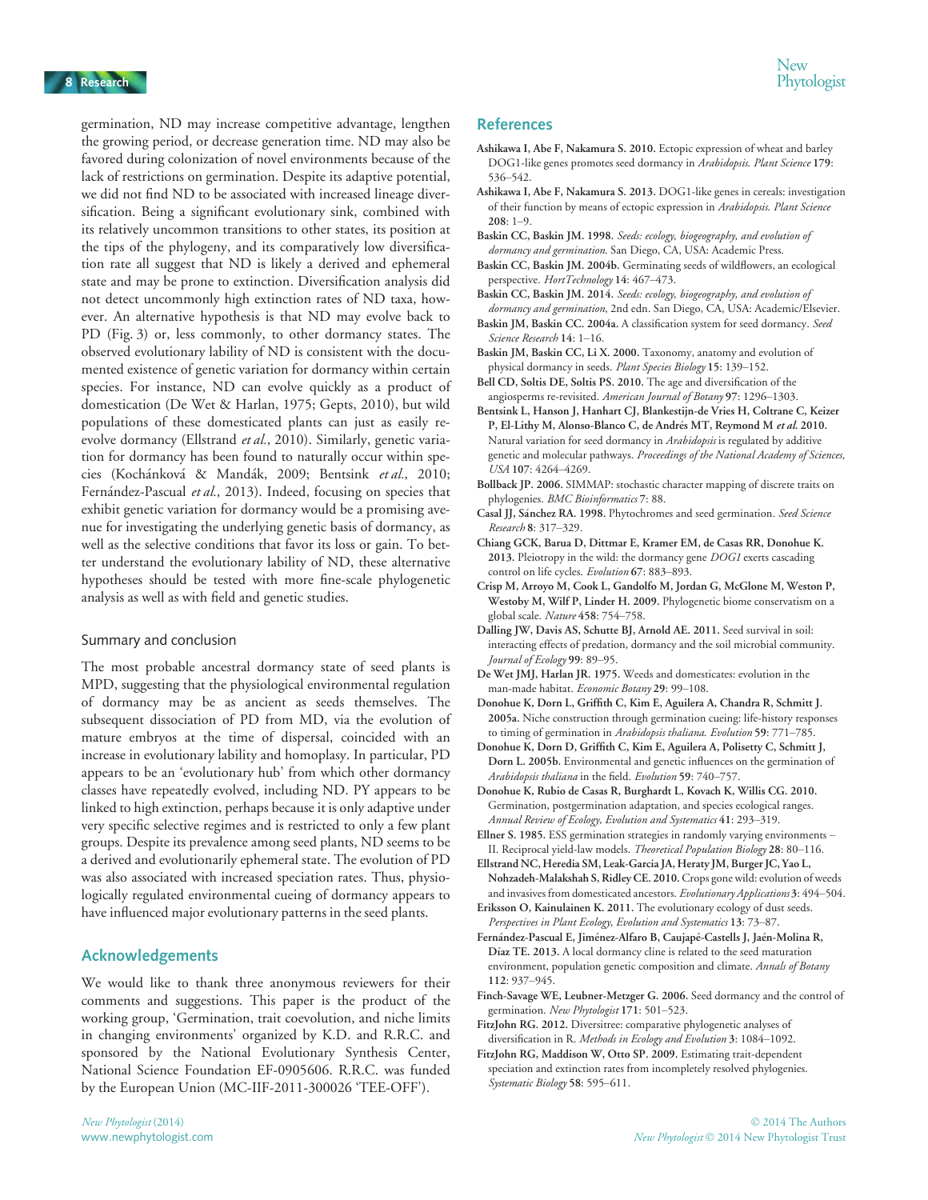germination, ND may increase competitive advantage, lengthen the growing period, or decrease generation time. ND may also be favored during colonization of novel environments because of the lack of restrictions on germination. Despite its adaptive potential, we did not find ND to be associated with increased lineage diversification. Being a significant evolutionary sink, combined with its relatively uncommon transitions to other states, its position at the tips of the phylogeny, and its comparatively low diversification rate all suggest that ND is likely a derived and ephemeral state and may be prone to extinction. Diversification analysis did not detect uncommonly high extinction rates of ND taxa, however. An alternative hypothesis is that ND may evolve back to PD (Fig. 3) or, less commonly, to other dormancy states. The observed evolutionary lability of ND is consistent with the documented existence of genetic variation for dormancy within certain species. For instance, ND can evolve quickly as a product of domestication (De Wet & Harlan, 1975; Gepts, 2010), but wild populations of these domesticated plants can just as easily re-evolve dormancy (Ellstrand *et al.*, 2010). Similarly, genetic variation for dormancy has been found to naturally occur within species (Kochánková & Mandák, 2009; Bentsink *et al.*, 2010; Fernández-Pascual *et al.*, 2013). Indeed, focusing on species that exhibit genetic variation for dormancy would be a promising avenue for investigating the underlying genetic basis of dormancy, as well as the selective conditions that favor its loss or gain. To better understand the evolutionary lability of ND, these alternative hypotheses should be tested with more fine-scale phylogenetic analysis as well as with field and genetic studies.

### Summary and conclusion

The most probable ancestral dormancy state of seed plants is MPD, suggesting that the physiological environmental regulation of dormancy may be as ancient as seeds themselves. The subsequent dissociation of PD from MD, via the evolution of mature embryos at the time of dispersal, coincided with an increase in evolutionary lability and homoplasy. In particular, PD appears to be an 'evolutionary hub' from which other dormancy classes have repeatedly evolved, including ND. PY appears to be linked to high extinction, perhaps because it is only adaptive under very specific selective regimes and is restricted to only a few plant groups. Despite its prevalence among seed plants, ND seems to be a derived and evolutionarily ephemeral state. The evolution of PD was also associated with increased speciation rates. Thus, physiologically regulated environmental cueing of dormancy appears to have influenced major evolutionary patterns in the seed plants.

## Acknowledgements

We would like to thank three anonymous reviewers for their comments and suggestions. This paper is the product of the working group, 'Germination, trait coevolution, and niche limits in changing environments' organized by K.D. and R.R.C. and sponsored by the National Evolutionary Synthesis Center, National Science Foundation EF-0905606. R.R.C. was funded by the European Union (MC-IIF-2011-300026 'TEE-OFF').

## References

**Ashikawa I, Abe F, Nakamura S. 2010.** Ectopic expression of wheat and barley DOG1-like genes promotes seed dormancy in *Arabidopsis*. *Plant Science* **179**: 536–542.

**Ashikawa I, Abe F, Nakamura S. 2013.** DOG1-like genes in cereals: investigation of their function by means of ectopic expression in *Arabidopsis*. *Plant Science* **208**: 1–9.

**Baskin CC, Baskin JM. 1998.** *Seeds: ecology, biogeography, and evolution of dormancy and germination*. San Diego, CA, USA: Academic Press.

**Baskin CC, Baskin JM. 2004b.** Germinating seeds of wildflowers, an ecological perspective. *HortTechnology* **14**: 467–473.

**Baskin CC, Baskin JM. 2014.** *Seeds: ecology, biogeography, and evolution of dormancy and germination*, 2nd edn. San Diego, CA, USA: Academic/Elsevier.

**Baskin JM, Baskin CC. 2004a.** A classification system for seed dormancy. *Seed Science Research* **14**: 1–16.

**Baskin JM, Baskin CC, Li X. 2000.** Taxonomy, anatomy and evolution of physical dormancy in seeds. *Plant Species Biology* **15**: 139–152.

**Bell CD, Soltis DE, Soltis PS. 2010.** The age and diversification of the angiosperms re-revisited. *American Journal of Botany* **97**: 1296–1303.

**Bentsink L, Hanson J, Hanhart CJ, Blankestijn-de Vries H, Coltrane C, Keizer P, El-Lithy M, Alonso-Blanco C, de Andrés MT, Reymond M *et al.* 2010.** Natural variation for seed dormancy in *Arabidopsis* is regulated by additive genetic and molecular pathways. *Proceedings of the National Academy of Sciences, USA* **107**: 4264–4269.

**Bollback JP. 2006.** SIMMAP: stochastic character mapping of discrete traits on phylogenies. *BMC Bioinformatics* **7**: 88.

**Casal JJ, Sánchez RA. 1998.** Phytochromes and seed germination. *Seed Science Research* **8**: 317–329.

**Chiang GCK, Barua D, Dittmar E, Kramer EM, de Casas RR, Donohue K. 2013.** Pleiotropy in the wild: the dormancy gene *DOG1* exerts cascading control on life cycles. *Evolution* **67**: 883–893.

**Crisp M, Arroyo M, Cook L, Gandolfo M, Jordan G, McGlone M, Weston P, Westoby M, Wilf P, Linder H. 2009.** Phylogenetic biome conservatism on a global scale. *Nature* **458**: 754–758.

**Dalling JW, Davis AS, Schutte BJ, Arnold AE. 2011.** Seed survival in soil: interacting effects of predation, dormancy and the soil microbial community. *Journal of Ecology* **99**: 89–95.

**De Wet JMJ, Harlan JR. 1975.** Weeds and domesticates: evolution in the man-made habitat. *Economic Botany* **29**: 99–108.

**Donohue K, Dorn L, Griffith C, Kim E, Aguilera A, Polisetty C, Schmitt J. 2005a.** Niche construction through germination cueing: life-history responses to timing of germination in *Arabidopsis thaliana*. *Evolution* **59**: 771–785.

**Donohue K, Dorn L, Griffith C, Kim E, Aguilera A, Polisetty C, Schmitt J, Dorn L. 2005b.** Environmental and genetic influences on the germination of *Arabidopsis thaliana* in the field. *Evolution* **59**: 740–757.

**Donohue K, Rubio de Casas R, Burghardt L, Kovach K, Willis CG. 2010.** Germination, postgermination adaptation, and species ecological ranges. *Annual Review of Ecology, Evolution and Systematics* **41**: 293–319.

**Ellner S. 1985.** ESS germination strategies in randomly varying environments – II. Reciprocal yield-law models. *Theoretical Population Biology* **28**: 80–116.

**Ellstrand NC, Heredia SM, Leak-Garcia JA, Heraty JM, Burger JC, Yao L, Nohzadeh-Malakshah S, Ridley CE. 2010.** Crops gone wild: evolution of weeds and invasives from domesticated ancestors. *Evolutionary Applications* **3**: 494–504.

**Eriksson O, Kainulainen K. 2011.** The evolutionary ecology of dust seeds. *Perspectives in Plant Ecology, Evolution and Systematics* **13**: 73–87.

**Fernández-Pascual E, Jiménez-Alfaro B, Caujapé-Castells J, Jaén-Molina R, Díaz TE. 2013.** A local dormancy cline is related to the seed maturation environment, population genetic composition and climate. *Annals of Botany* **112**: 937–945.

**Finch-Savage WE, Leubner-Metzger G. 2006.** Seed dormancy and the control of germination. *New Phytologist* **171**: 501–523.

**FitzJohn RG. 2012.** Diversitree: comparative phylogenetic analyses of diversification in R. *Methods in Ecology and Evolution* **3**: 1084–1092.

**FitzJohn RG, Maddison W, Otto SP. 2009.** Estimating trait-dependent speciation and extinction rates from incompletely resolved phylogenies. *Systematic Biology* **58**: 595–611.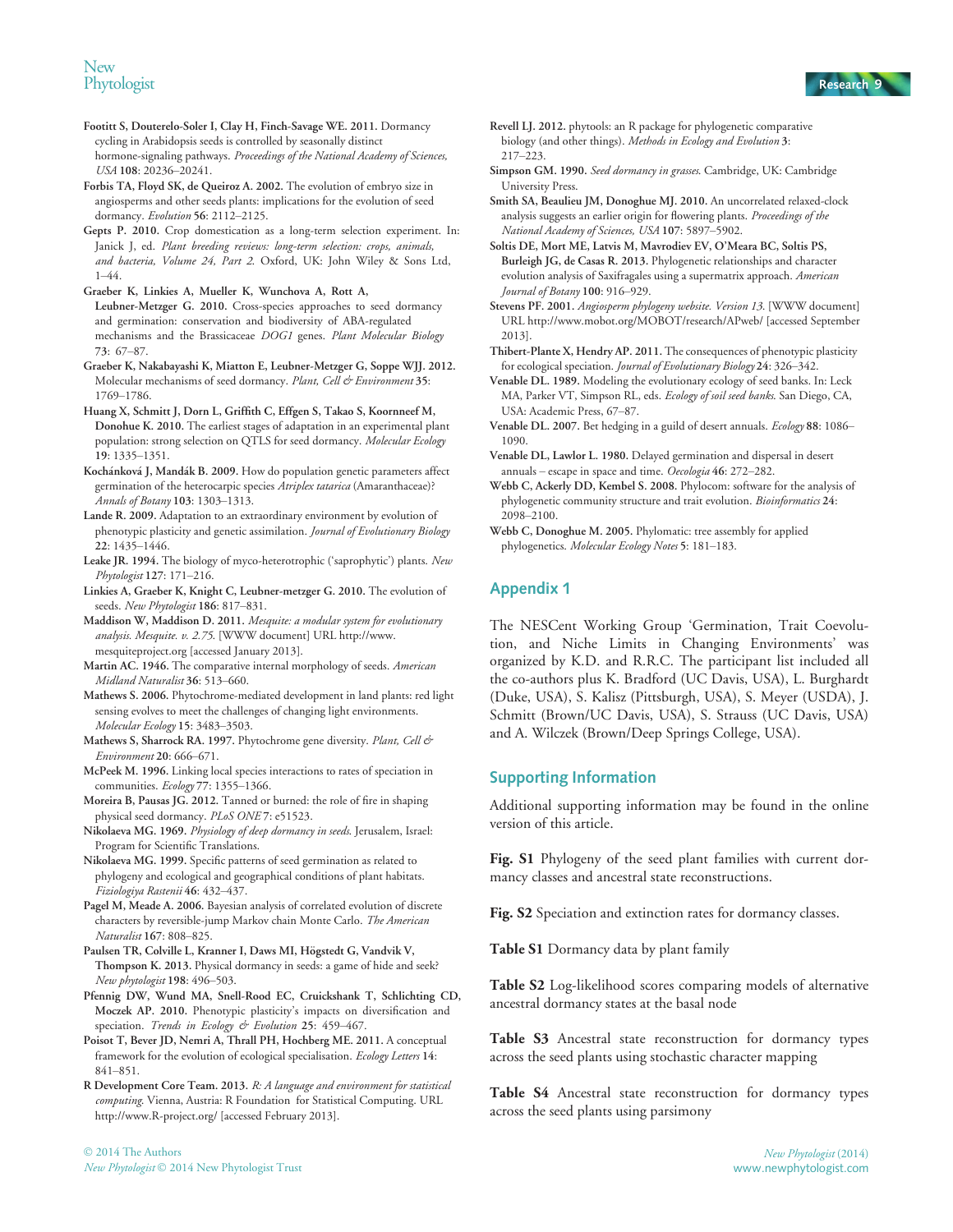**Footitt S, Douterelo-Soler I, Clay H, Finch-Savage WE. 2011.** Dormancy cycling in Arabidopsis seeds is controlled by seasonally distinct hormone-signaling pathways. *Proceedings of the National Academy of Sciences, USA* **108**: 20236–20241.

**Forbis TA, Floyd SK, de Queiroz A. 2002.** The evolution of embryo size in angiosperms and other seeds plants: implications for the evolution of seed dormancy. *Evolution* **56**: 2112–2125.

**Gepts P. 2010.** Crop domestication as a long-term selection experiment. In: Janick J, ed. *Plant breeding reviews: long-term selection: crops, animals, and bacteria, Volume 24, Part 2*. Oxford, UK: John Wiley & Sons Ltd, 1–44.

**Graeber K, Linkies A, Mueller K, Wunchova A, Rott A, Leubner-Metzger G. 2010.** Cross-species approaches to seed dormancy and germination: conservation and biodiversity of ABA-regulated mechanisms and the Brassicaceae *DOG1* genes. *Plant Molecular Biology* **73**: 67–87.

**Graeber K, Nakabayashi K, Miatton E, Leubner-Metzger G, Soppe WJJ. 2012.** Molecular mechanisms of seed dormancy. *Plant, Cell & Environment* **35**: 1769–1786.

**Huang X, Schmitt J, Dorn L, Griffith C, Effgen S, Takao S, Koornneef M, Donohue K. 2010.** The earliest stages of adaptation in an experimental plant population: strong selection on QTLS for seed dormancy. *Molecular Ecology* **19**: 1335–1351.

**Kochánková J, Mandák B. 2009.** How do population genetic parameters affect germination of the heterocarpic species *Atriplex tatarica* (Amaranthaceae)? *Annals of Botany* **103**: 1303–1313.

**Lande R. 2009.** Adaptation to an extraordinary environment by evolution of phenotypic plasticity and genetic assimilation. *Journal of Evolutionary Biology* **22**: 1435–1446.

**Leake JR. 1994.** The biology of myco-heterotrophic ('saprophytic') plants. *New Phytologist* **127**: 171–216.

**Linkies A, Graeber K, Knight C, Leubner-metzger G. 2010.** The evolution of seeds. *New Phytologist* **186**: 817–831.

**Maddison W, Maddison D. 2011.** *Mesquite: a modular system for evolutionary analysis. Mesquite. v. 2.75*. [WWW document] URL http://www.mesquiteproject.org [accessed January 2013].

**Martin AC. 1946.** The comparative internal morphology of seeds. *American Midland Naturalist* **36**: 513–660.

**Mathews S. 2006.** Phytochrome-mediated development in land plants: red light sensing evolves to meet the challenges of changing light environments. *Molecular Ecology* **15**: 3483–3503.

**Mathews S, Sharrock RA. 1997.** Phytochrome gene diversity. *Plant, Cell & Environment* **20**: 666–671.

**McPeek M. 1996.** Linking local species interactions to rates of speciation in communities. *Ecology* **77**: 1355–1366.

**Moreira B, Pausas JG. 2012.** Tanned or burned: the role of fire in shaping physical seed dormancy. *PLoS ONE* **7**: e51523.

**Nikolaeva MG. 1969.** *Physiology of deep dormancy in seeds*. Jerusalem, Israel: Program for Scientific Translations.

**Nikolaeva MG. 1999.** Specific patterns of seed germination as related to phylogeny and ecological and geographical conditions of plant habitats. *Fiziologiya Rastenii* **46**: 432–437.

**Pagel M, Meade A. 2006.** Bayesian analysis of correlated evolution of discrete characters by reversible-jump Markov chain Monte Carlo. *The American Naturalist* **167**: 808–825.

**Paulsen TR, Colville L, Kranner I, Daws MI, Högstedt G, Vandvik V, Thompson K. 2013.** Physical dormancy in seeds: a game of hide and seek? *New phytologist* **198**: 496–503.

**Pfennig DW, Wund MA, Snell-Rood EC, Cruickshank T, Schlichting CD, Moczek AP. 2010.** Phenotypic plasticity's impacts on diversification and speciation. *Trends in Ecology & Evolution* **25**: 459–467.

**Poisot T, Bever JD, Nemri A, Thrall PH, Hochberg ME. 2011.** A conceptual framework for the evolution of ecological specialisation. *Ecology Letters* **14**: 841–851.

**R Development Core Team. 2013.** *R: A language and environment for statistical computing*. Vienna, Austria: R Foundation for Statistical Computing. URL http://www.R-project.org/ [accessed February 2013].

**Revell LJ. 2012.** phytools: an R package for phylogenetic comparative biology (and other things). *Methods in Ecology and Evolution* **3**: 217–223.

**Simpson GM. 1990.** *Seed dormancy in grasses*. Cambridge, UK: Cambridge University Press.

**Smith SA, Beaulieu JM, Donoghue MJ. 2010.** An uncorrelated relaxed-clock analysis suggests an earlier origin for flowering plants. *Proceedings of the National Academy of Sciences, USA* **107**: 5897–5902.

**Soltis DE, Mort ME, Latvis M, Mavrodiev EV, O'Meara BC, Soltis PS, Burleigh JG, de Casas R. 2013.** Phylogenetic relationships and character evolution analysis of Saxifragales using a supermatrix approach. *American Journal of Botany* **100**: 916–929.

**Stevens PF. 2001.** *Angiosperm phylogeny website. Version 13*. [WWW document] URL http://www.mobot.org/MOBOT/research/APweb/ [accessed September 2013].

**Thibert-Plante X, Hendry AP. 2011.** The consequences of phenotypic plasticity for ecological speciation. *Journal of Evolutionary Biology* **24**: 326–342.

**Venable DL. 1989.** Modeling the evolutionary ecology of seed banks. In: Leck MA, Parker VT, Simpson RL, eds. *Ecology of soil seed banks*. San Diego, CA, USA: Academic Press, 67–87.

**Venable DL. 2007.** Bet hedging in a guild of desert annuals. *Ecology* **88**: 1086–1090.

**Venable DL, Lawlor L. 1980.** Delayed germination and dispersal in desert annuals – escape in space and time. *Oecologia* **46**: 272–282.

**Webb C, Ackerly DD, Kembel S. 2008.** Phylocom: software for the analysis of phylogenetic community structure and trait evolution. *Bioinformatics* **24**: 2098–2100.

**Webb C, Donoghue M. 2005.** Phylomatic: tree assembly for applied phylogenetics. *Molecular Ecology Notes* **5**: 181–183.

## Appendix 1

The NESCent Working Group 'Germination, Trait Coevolution, and Niche Limits in Changing Environments' was organized by K.D. and R.R.C. The participant list included all the co-authors plus K. Bradford (UC Davis, USA), L. Burghardt (Duke, USA), S. Kalisz (Pittsburgh, USA), S. Meyer (USDA), J. Schmitt (Brown/UC Davis, USA), S. Strauss (UC Davis, USA) and A. Wilczek (Brown/Deep Springs College, USA).

## Supporting Information

Additional supporting information may be found in the online version of this article.

**Fig. S1** Phylogeny of the seed plant families with current dormancy classes and ancestral state reconstructions.

**Fig. S2** Speciation and extinction rates for dormancy classes.

**Table S1** Dormancy data by plant family

**Table S2** Log-likelihood scores comparing models of alternative ancestral dormancy states at the basal node

**Table S3** Ancestral state reconstruction for dormancy types across the seed plants using stochastic character mapping

**Table S4** Ancestral state reconstruction for dormancy types across the seed plants using parsimony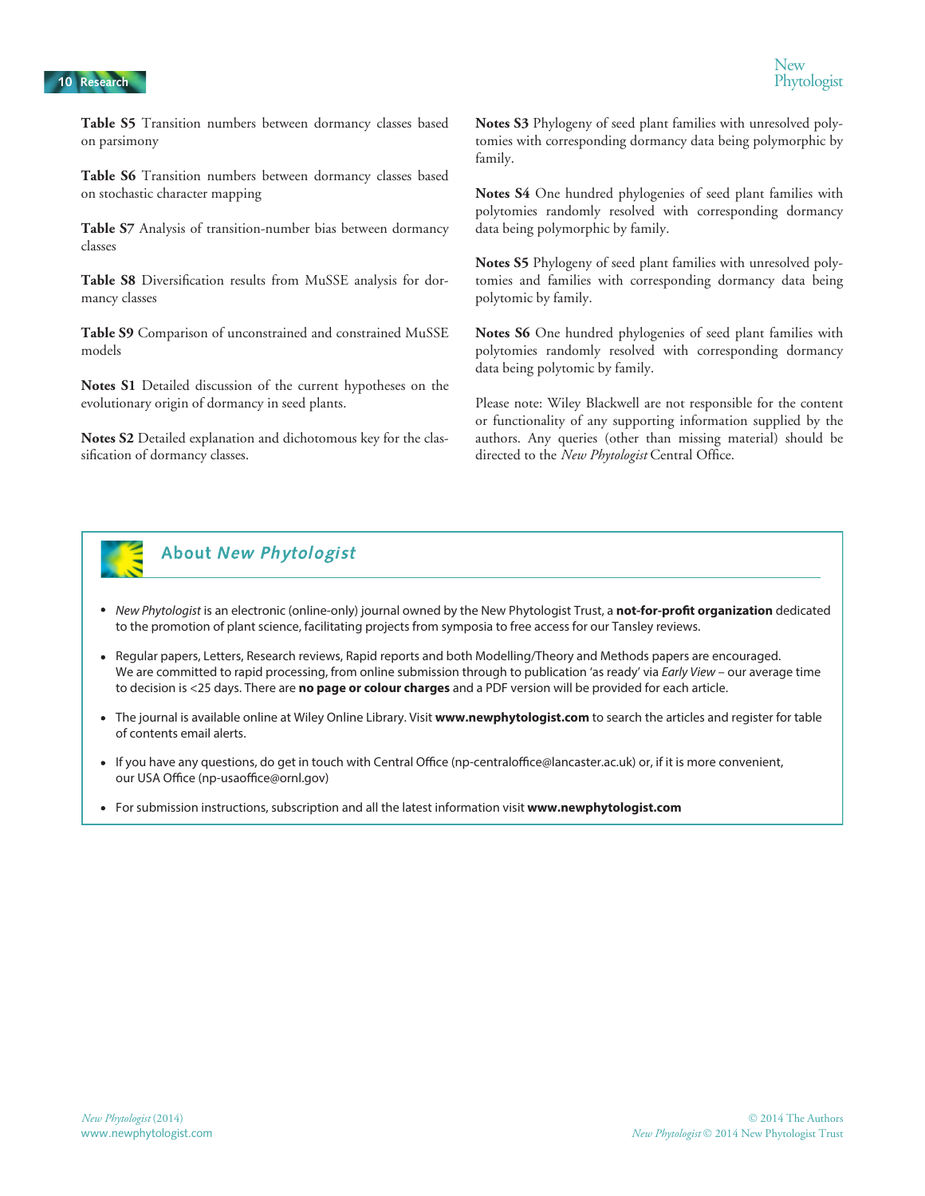**Table S5** Transition numbers between dormancy classes based on parsimony

**Table S6** Transition numbers between dormancy classes based on stochastic character mapping

**Table S7** Analysis of transition-number bias between dormancy classes

**Table S8** Diversification results from MuSSE analysis for dormancy classes

**Table S9** Comparison of unconstrained and constrained MuSSE models

**Notes S1** Detailed discussion of the current hypotheses on the evolutionary origin of dormancy in seed plants.

**Notes S2** Detailed explanation and dichotomous key for the classification of dormancy classes.

**Notes S3** Phylogeny of seed plant families with unresolved polytomies with corresponding dormancy data being polymorphic by family.

**Notes S4** One hundred phylogenies of seed plant families with polytomies randomly resolved with corresponding dormancy data being polymorphic by family.

**Notes S5** Phylogeny of seed plant families with unresolved polytomies and families with corresponding dormancy data being polytomic by family.

**Notes S6** One hundred phylogenies of seed plant families with polytomies randomly resolved with corresponding dormancy data being polytomic by family.

Please note: Wiley Blackwell are not responsible for the content or functionality of any supporting information supplied by the authors. Any queries (other than missing material) should be directed to the *New Phytologist* Central Office.

## About *New Phytologist*

- *New Phytologist* is an electronic (online-only) journal owned by the New Phytologist Trust, a **not-for-profit organization** dedicated to the promotion of plant science, facilitating projects from symposia to free access for our Tansley reviews.
- Regular papers, Letters, Research reviews, Rapid reports and both Modelling/Theory and Methods papers are encouraged. We are committed to rapid processing, from online submission through to publication 'as ready' via *Early View* – our average time to decision is <25 days. There are **no page or colour charges** and a PDF version will be provided for each article.
- The journal is available online at Wiley Online Library. Visit **www.newphytologist.com** to search the articles and register for table of contents email alerts.
- If you have any questions, do get in touch with Central Office (np-centraloffice@lancaster.ac.uk) or, if it is more convenient, our USA Office (np-usaoffice@ornl.gov)
- For submission instructions, subscription and all the latest information visit **www.newphytologist.com**